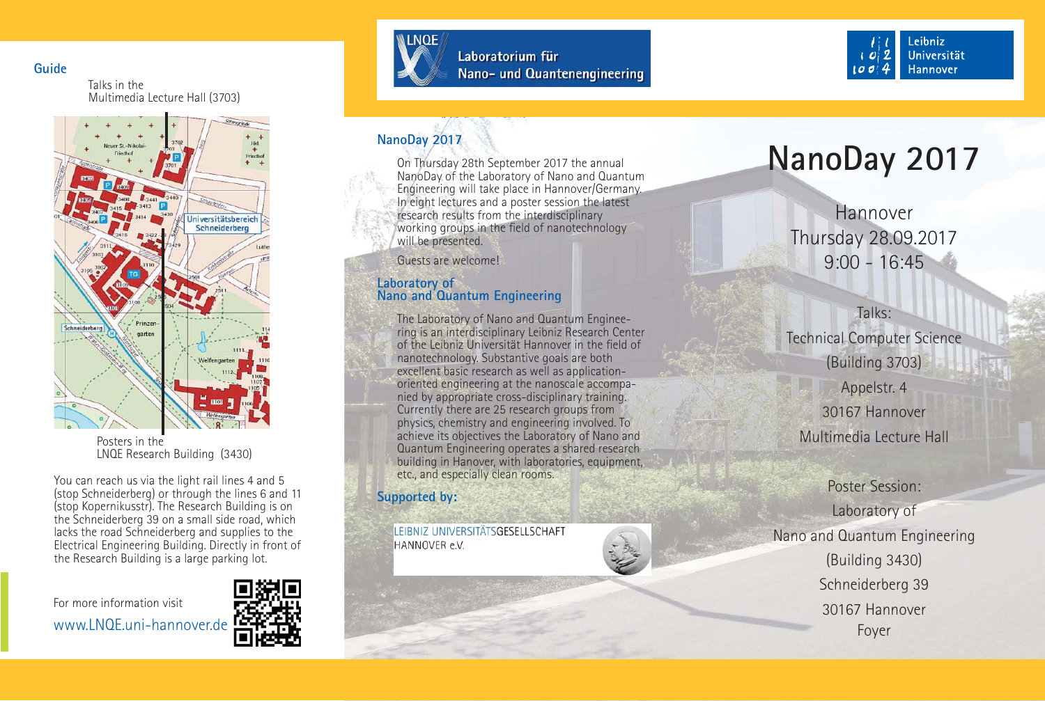## Guide

Talks in the
Multimedia Lecture Hall (3703)

Posters in the
LNQE Research Building (3430)

You can reach us via the light rail lines 4 and 5 (stop Schneiderberg) or through the lines 6 and 11 (stop Kopernikusstr). The Research Building is on the Schneiderberg 39 on a small side road, which lacks the road Schneiderberg and supplies to the Electrical Engineering Building. Directly in front of the Research Building is a large parking lot.

For more information visit
www.LNQE.uni-hannover.de

LNQE Laboratorium für Nano- und Quantenengineering

Leibniz Universität Hannover

## NanoDay 2017

On Thursday 28th September 2017 the annual NanoDay of the Laboratory of Nano and Quantum Engineering will take place in Hannover/Germany. In eight lectures and a poster session the latest research results from the interdisciplinary working groups in the field of nanotechnology will be presented.

Guests are welcome!

## Laboratory of Nano and Quantum Engineering

The Laboratory of Nano and Quantum Engineering is an interdisciplinary Leibniz Research Center of the Leibniz Universität Hannover in the field of nanotechnology. Substantive goals are both excellent basic research as well as application-oriented engineering at the nanoscale accompanied by appropriate cross-disciplinary training. Currently there are 25 research groups from physics, chemistry and engineering involved. To achieve its objectives the Laboratory of Nano and Quantum Engineering operates a shared research building in Hanover, with laboratories, equipment, etc., and especially clean rooms.

## Supported by:

LEIBNIZ UNIVERSITÄTSGESELLSCHAFT HANNOVER e.V.

# NanoDay 2017

Hannover
Thursday 28.09.2017
9:00 - 16:45

Talks:
Technical Computer Science
(Building 3703)
Appelstr. 4
30167 Hannover
Multimedia Lecture Hall

Poster Session:
Laboratory of
Nano and Quantum Engineering
(Building 3430)
Schneiderberg 39
30167 Hannover
Foyer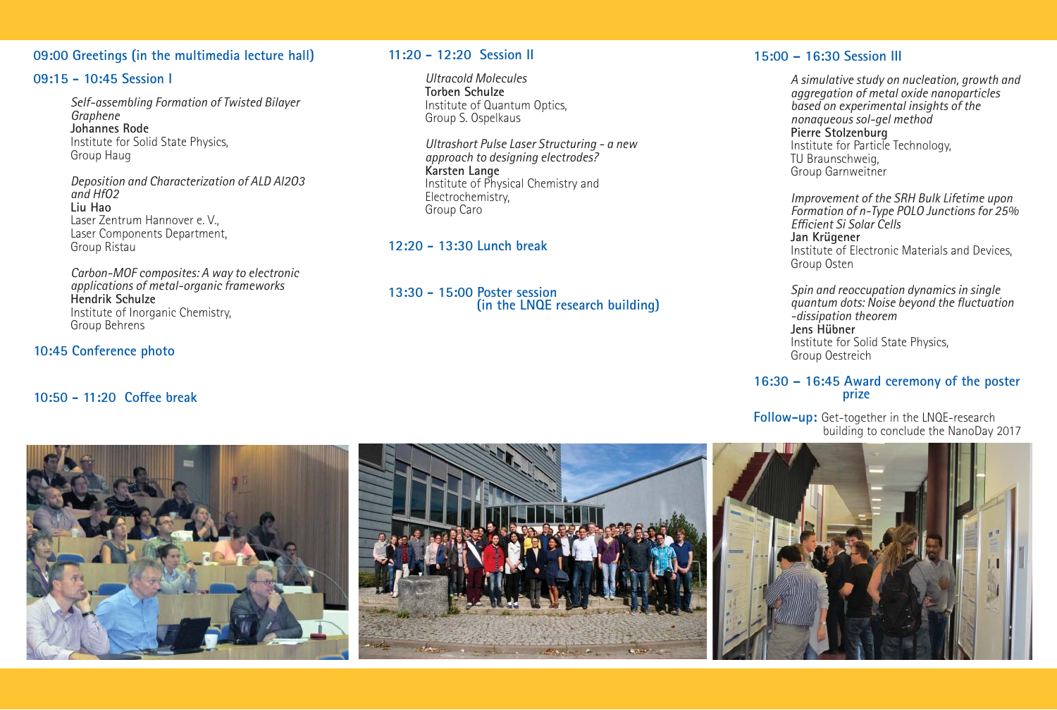**09:00 Greetings (in the multimedia lecture hall)**

**09:15 – 10:45 Session I**

*Self-assembling Formation of Twisted Bilayer Graphene*
**Johannes Rode**
Institute for Solid State Physics,
Group Haug

*Deposition and Characterization of ALD Al2O3 and HfO2*
**Liu Hao**
Laser Zentrum Hannover e. V.,
Laser Components Department,
Group Ristau

*Carbon-MOF composites: A way to electronic applications of metal-organic frameworks*
**Hendrik Schulze**
Institute of Inorganic Chemistry,
Group Behrens

**10:45 Conference photo**

**10:50 – 11:20 Coffee break**

**11:20 – 12:20 Session II**

*Ultracold Molecules*
**Torben Schulze**
Institute of Quantum Optics,
Group S. Ospelkaus

*Ultrashort Pulse Laser Structuring - a new approach to designing electrodes?*
**Karsten Lange**
Institute of Physical Chemistry and Electrochemistry,
Group Caro

**12:20 – 13:30 Lunch break**

**13:30 – 15:00 Poster session (in the LNQE research building)**

**15:00 – 16:30 Session III**

*A simulative study on nucleation, growth and aggregation of metal oxide nanoparticles based on experimental insights of the nonaqueous sol-gel method*
**Pierre Stolzenburg**
Institute for Particle Technology,
TU Braunschweig,
Group Garnweitner

*Improvement of the SRH Bulk Lifetime upon Formation of n-Type POLO Junctions for 25% Efficient Si Solar Cells*
**Jan Krügener**
Institute of Electronic Materials and Devices,
Group Osten

*Spin and reoccupation dynamics in single quantum dots: Noise beyond the fluctuation -dissipation theorem*
**Jens Hübner**
Institute for Solid State Physics,
Group Oestreich

**16:30 – 16:45 Award ceremony of the poster prize**

**Follow-up:** Get-together in the LNQE-research building to conclude the NanoDay 2017